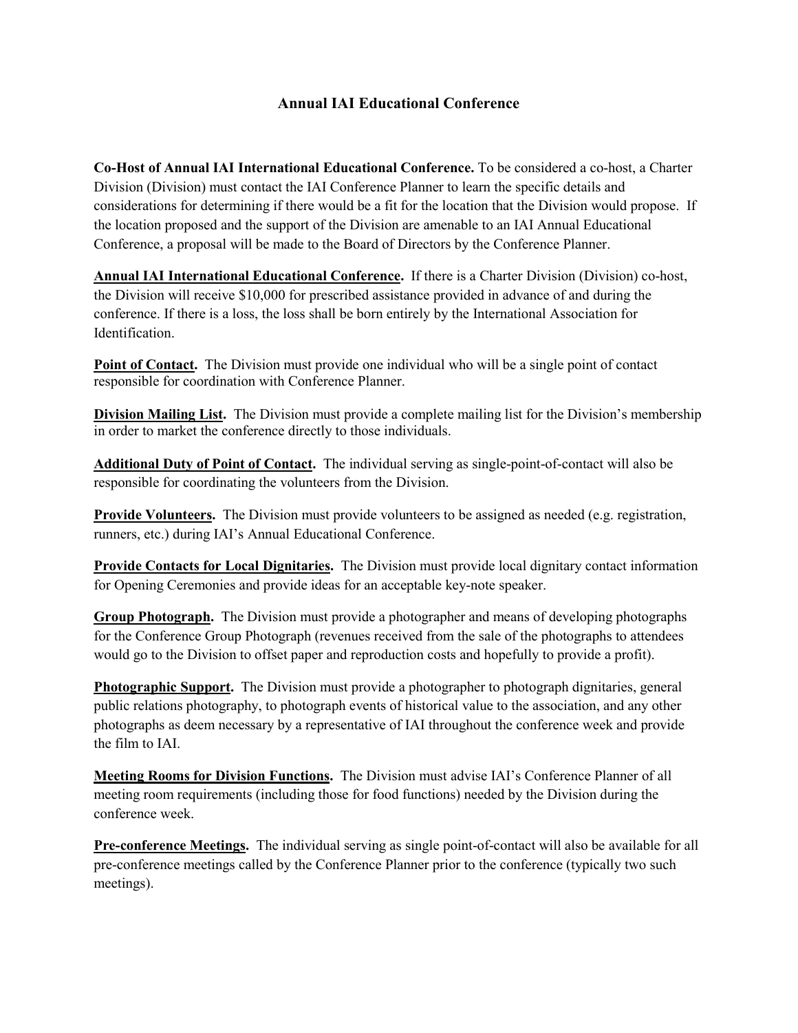# Annual IAI Educational Conference

**Co-Host of Annual IAI International Educational Conference.** To be considered a co-host, a Charter Division (Division) must contact the IAI Conference Planner to learn the specific details and considerations for determining if there would be a fit for the location that the Division would propose. If the location proposed and the support of the Division are amenable to an IAI Annual Educational Conference, a proposal will be made to the Board of Directors by the Conference Planner.

**Annual IAI International Educational Conference.** If there is a Charter Division (Division) co-host, the Division will receive $10,000 for prescribed assistance provided in advance of and during the conference. If there is a loss, the loss shall be born entirely by the International Association for Identification.

**Point of Contact.** The Division must provide one individual who will be a single point of contact responsible for coordination with Conference Planner.

**Division Mailing List.** The Division must provide a complete mailing list for the Division's membership in order to market the conference directly to those individuals.

**Additional Duty of Point of Contact.** The individual serving as single-point-of-contact will also be responsible for coordinating the volunteers from the Division.

**Provide Volunteers.** The Division must provide volunteers to be assigned as needed (e.g. registration, runners, etc.) during IAI's Annual Educational Conference.

**Provide Contacts for Local Dignitaries.** The Division must provide local dignitary contact information for Opening Ceremonies and provide ideas for an acceptable key-note speaker.

**Group Photograph.** The Division must provide a photographer and means of developing photographs for the Conference Group Photograph (revenues received from the sale of the photographs to attendees would go to the Division to offset paper and reproduction costs and hopefully to provide a profit).

**Photographic Support.** The Division must provide a photographer to photograph dignitaries, general public relations photography, to photograph events of historical value to the association, and any other photographs as deem necessary by a representative of IAI throughout the conference week and provide the film to IAI.

**Meeting Rooms for Division Functions.** The Division must advise IAI's Conference Planner of all meeting room requirements (including those for food functions) needed by the Division during the conference week.

**Pre-conference Meetings.** The individual serving as single point-of-contact will also be available for all pre-conference meetings called by the Conference Planner prior to the conference (typically two such meetings).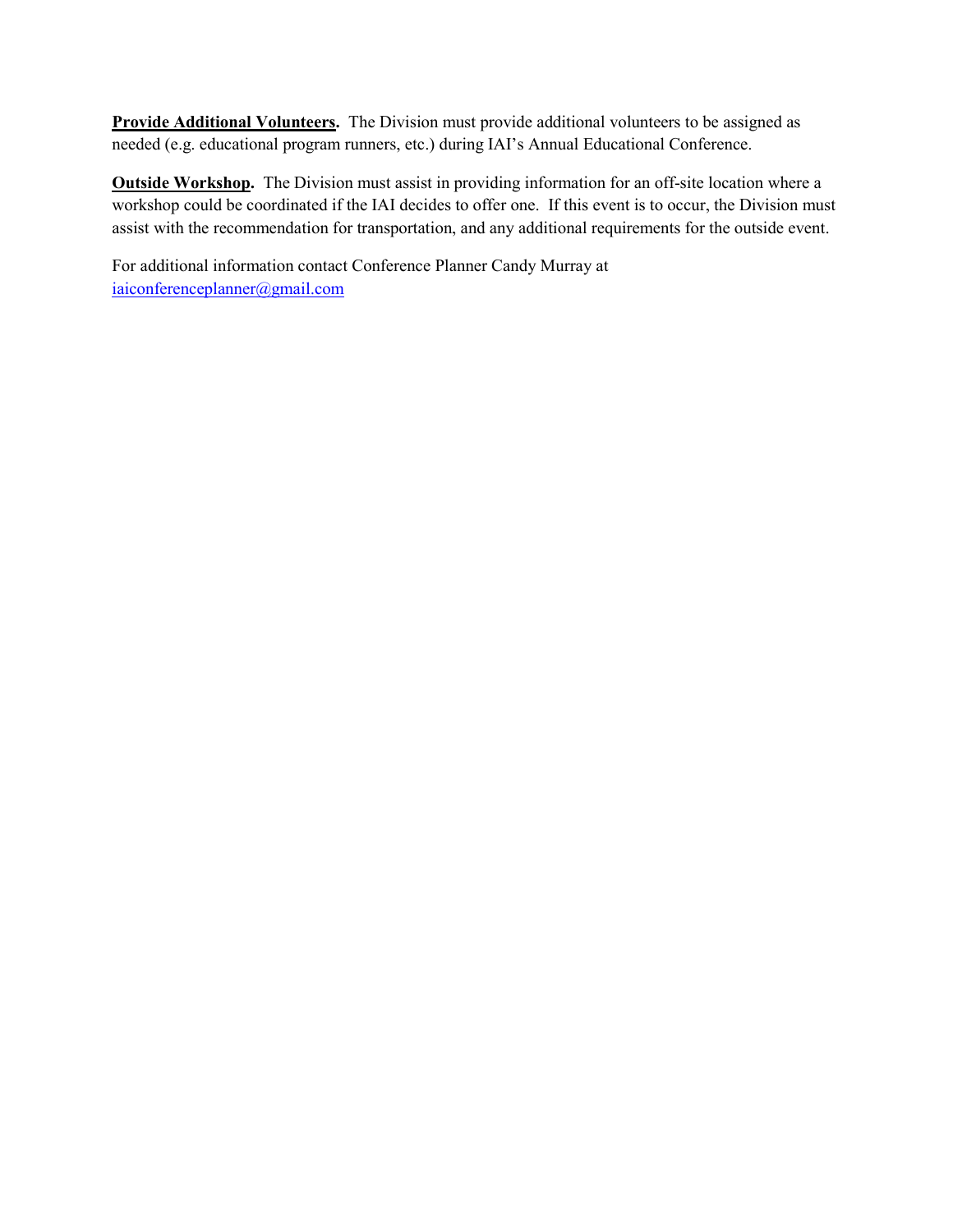**<u>Provide Additional Volunteers</u>.** The Division must provide additional volunteers to be assigned as needed (e.g. educational program runners, etc.) during IAI's Annual Educational Conference.

**<u>Outside Workshop</u>.** The Division must assist in providing information for an off-site location where a workshop could be coordinated if the IAI decides to offer one. If this event is to occur, the Division must assist with the recommendation for transportation, and any additional requirements for the outside event.

For additional information contact Conference Planner Candy Murray at iaiconferenceplanner@gmail.com